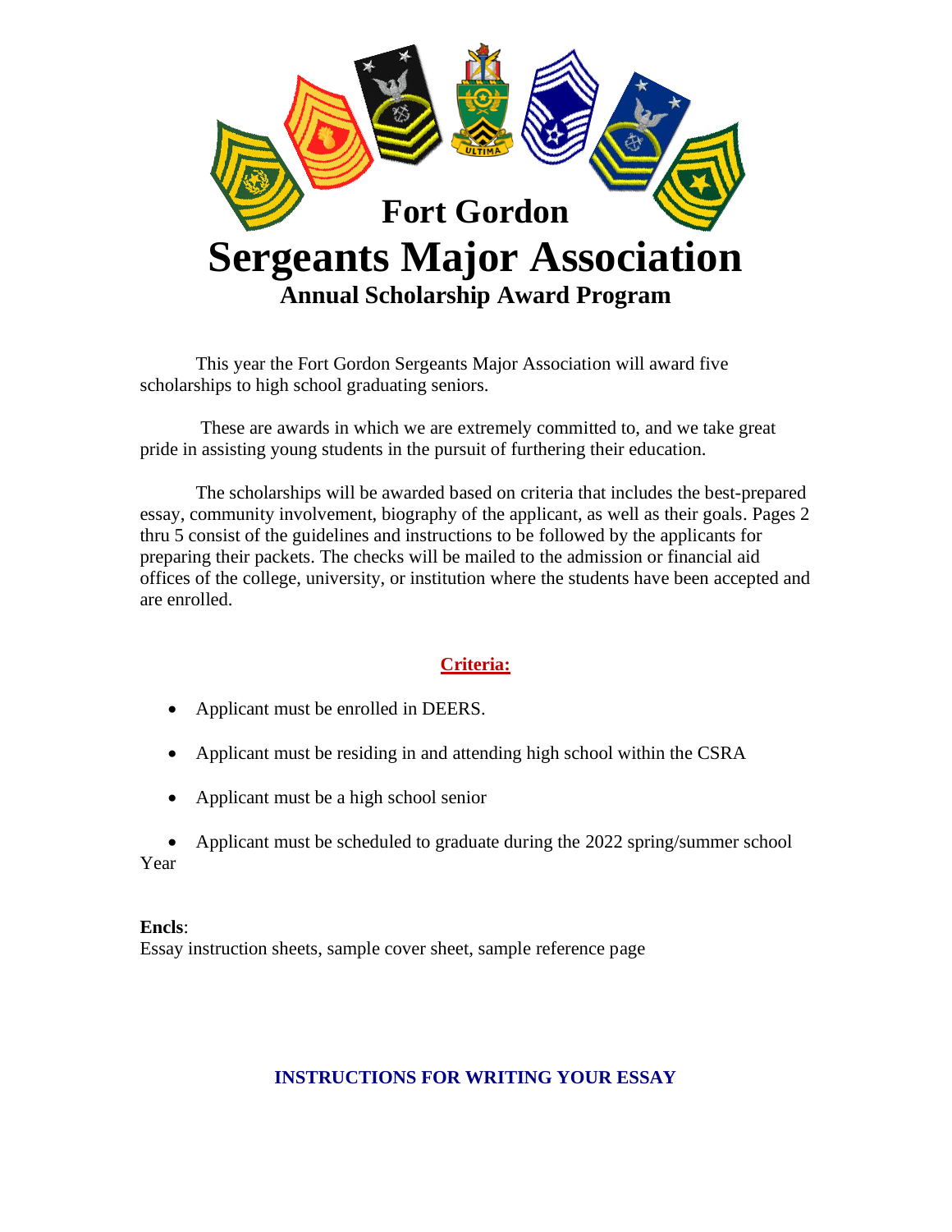# Fort Gordon
# Sergeants Major Association
## Annual Scholarship Award Program

This year the Fort Gordon Sergeants Major Association will award five scholarships to high school graduating seniors.

These are awards in which we are extremely committed to, and we take great pride in assisting young students in the pursuit of furthering their education.

The scholarships will be awarded based on criteria that includes the best-prepared essay, community involvement, biography of the applicant, as well as their goals. Pages 2 thru 5 consist of the guidelines and instructions to be followed by the applicants for preparing their packets. The checks will be mailed to the admission or financial aid offices of the college, university, or institution where the students have been accepted and are enrolled.

**Criteria:**

- Applicant must be enrolled in DEERS.
- Applicant must be residing in and attending high school within the CSRA
- Applicant must be a high school senior
- Applicant must be scheduled to graduate during the 2022 spring/summer school Year

**Encls**:
Essay instruction sheets, sample cover sheet, sample reference page

**INSTRUCTIONS FOR WRITING YOUR ESSAY**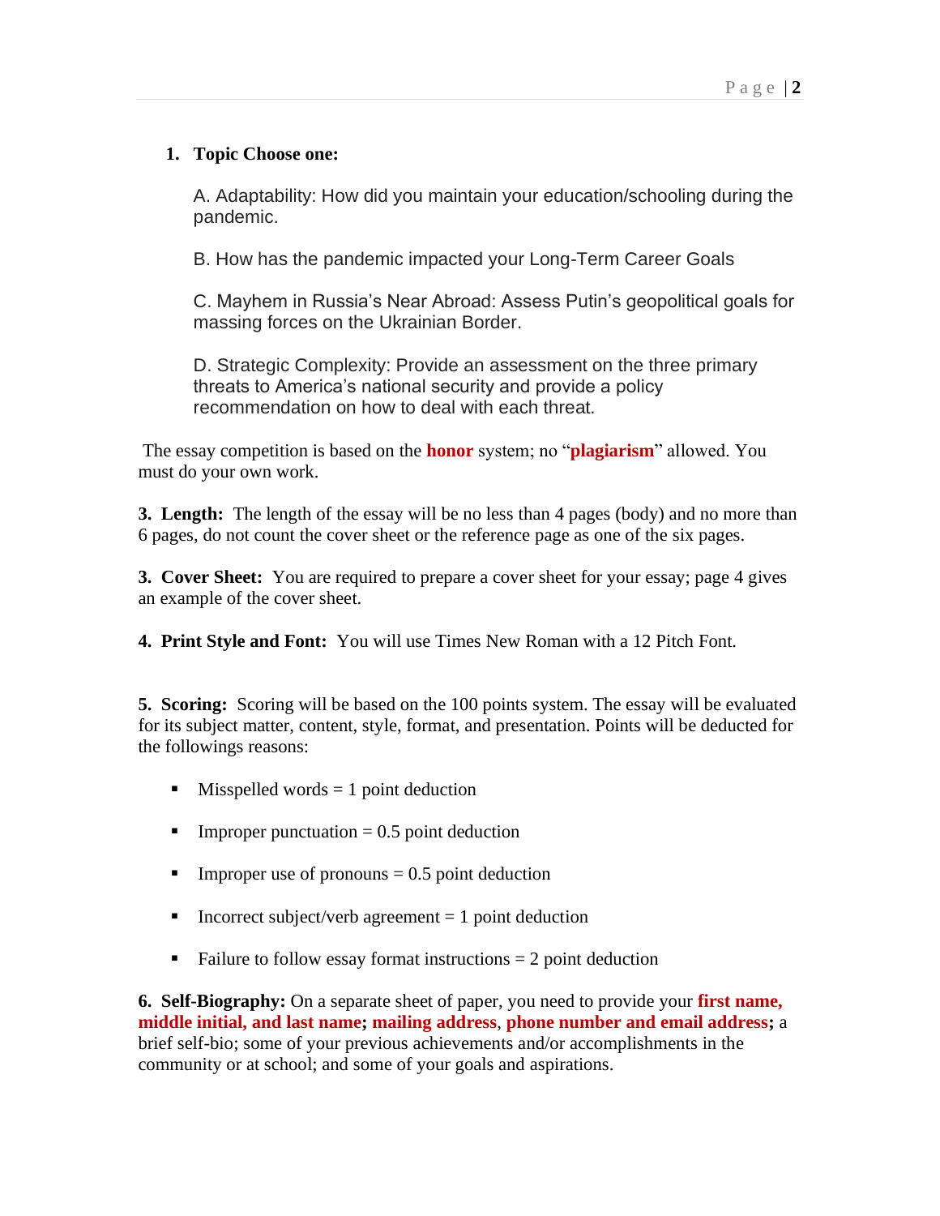1. **Topic Choose one:**

   A. Adaptability: How did you maintain your education/schooling during the pandemic.

   B. How has the pandemic impacted your Long-Term Career Goals

   C. Mayhem in Russia's Near Abroad: Assess Putin's geopolitical goals for massing forces on the Ukrainian Border.

   D. Strategic Complexity: Provide an assessment on the three primary threats to America's national security and provide a policy recommendation on how to deal with each threat.

The essay competition is based on the **honor** system; no "**plagiarism**" allowed. You must do your own work.

**3. Length:** The length of the essay will be no less than 4 pages (body) and no more than 6 pages, do not count the cover sheet or the reference page as one of the six pages.

**3. Cover Sheet:** You are required to prepare a cover sheet for your essay; page 4 gives an example of the cover sheet.

**4. Print Style and Font:** You will use Times New Roman with a 12 Pitch Font.

**5. Scoring:** Scoring will be based on the 100 points system. The essay will be evaluated for its subject matter, content, style, format, and presentation. Points will be deducted for the followings reasons:

- Misspelled words = 1 point deduction
- Improper punctuation = 0.5 point deduction
- Improper use of pronouns = 0.5 point deduction
- Incorrect subject/verb agreement = 1 point deduction
- Failure to follow essay format instructions = 2 point deduction

**6. Self-Biography:** On a separate sheet of paper, you need to provide your **first name, middle initial, and last name; mailing address, phone number and email address;** a brief self-bio; some of your previous achievements and/or accomplishments in the community or at school; and some of your goals and aspirations.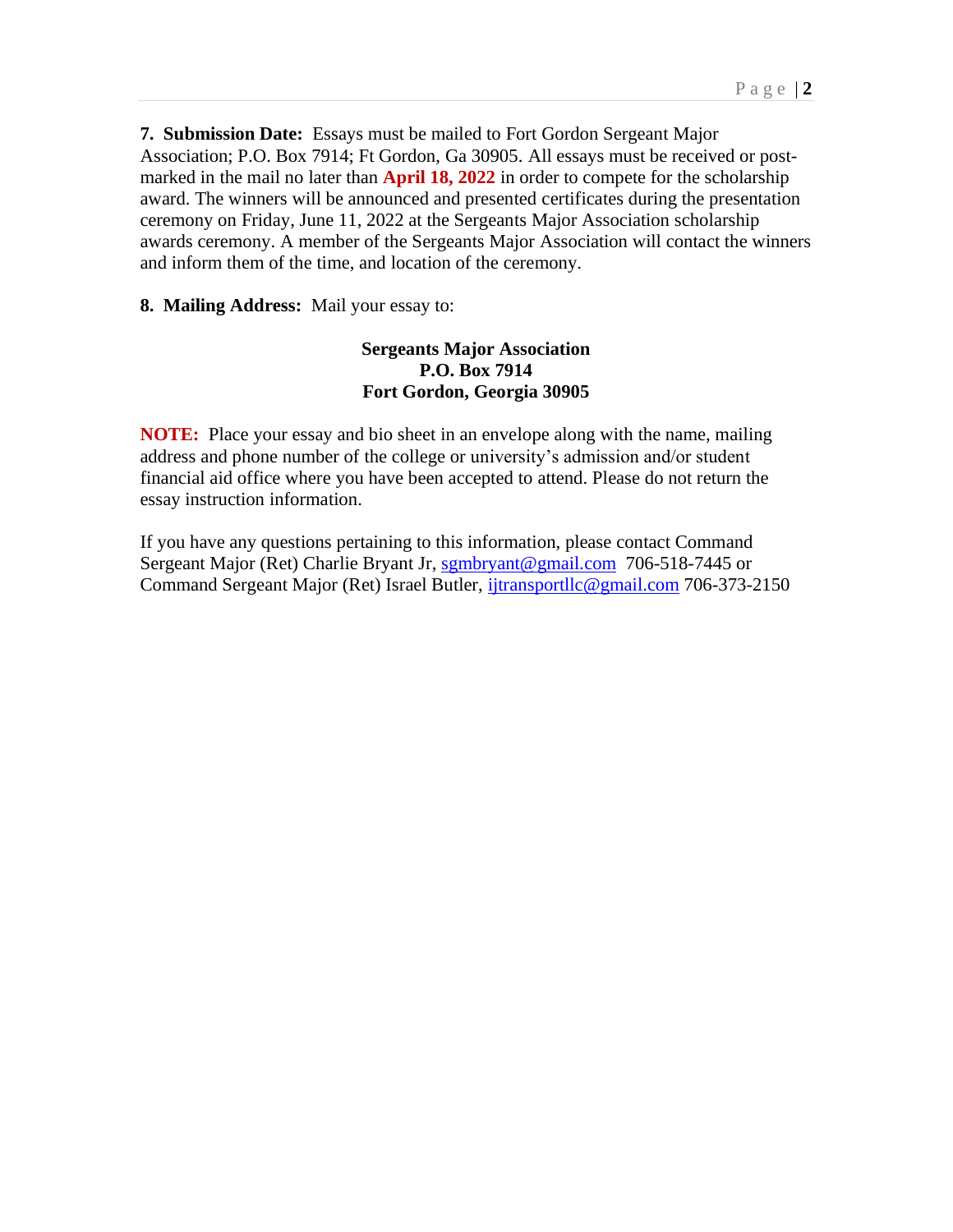**7. Submission Date:** Essays must be mailed to Fort Gordon Sergeant Major Association; P.O. Box 7914; Ft Gordon, Ga 30905. All essays must be received or post-marked in the mail no later than **April 18, 2022** in order to compete for the scholarship award. The winners will be announced and presented certificates during the presentation ceremony on Friday, June 11, 2022 at the Sergeants Major Association scholarship awards ceremony. A member of the Sergeants Major Association will contact the winners and inform them of the time, and location of the ceremony.

**8. Mailing Address:** Mail your essay to:

**Sergeants Major Association**
**P.O. Box 7914**
**Fort Gordon, Georgia 30905**

**NOTE:** Place your essay and bio sheet in an envelope along with the name, mailing address and phone number of the college or university's admission and/or student financial aid office where you have been accepted to attend. Please do not return the essay instruction information.

If you have any questions pertaining to this information, please contact Command Sergeant Major (Ret) Charlie Bryant Jr, sgmbryant@gmail.com 706-518-7445 or Command Sergeant Major (Ret) Israel Butler, ijtransportllc@gmail.com 706-373-2150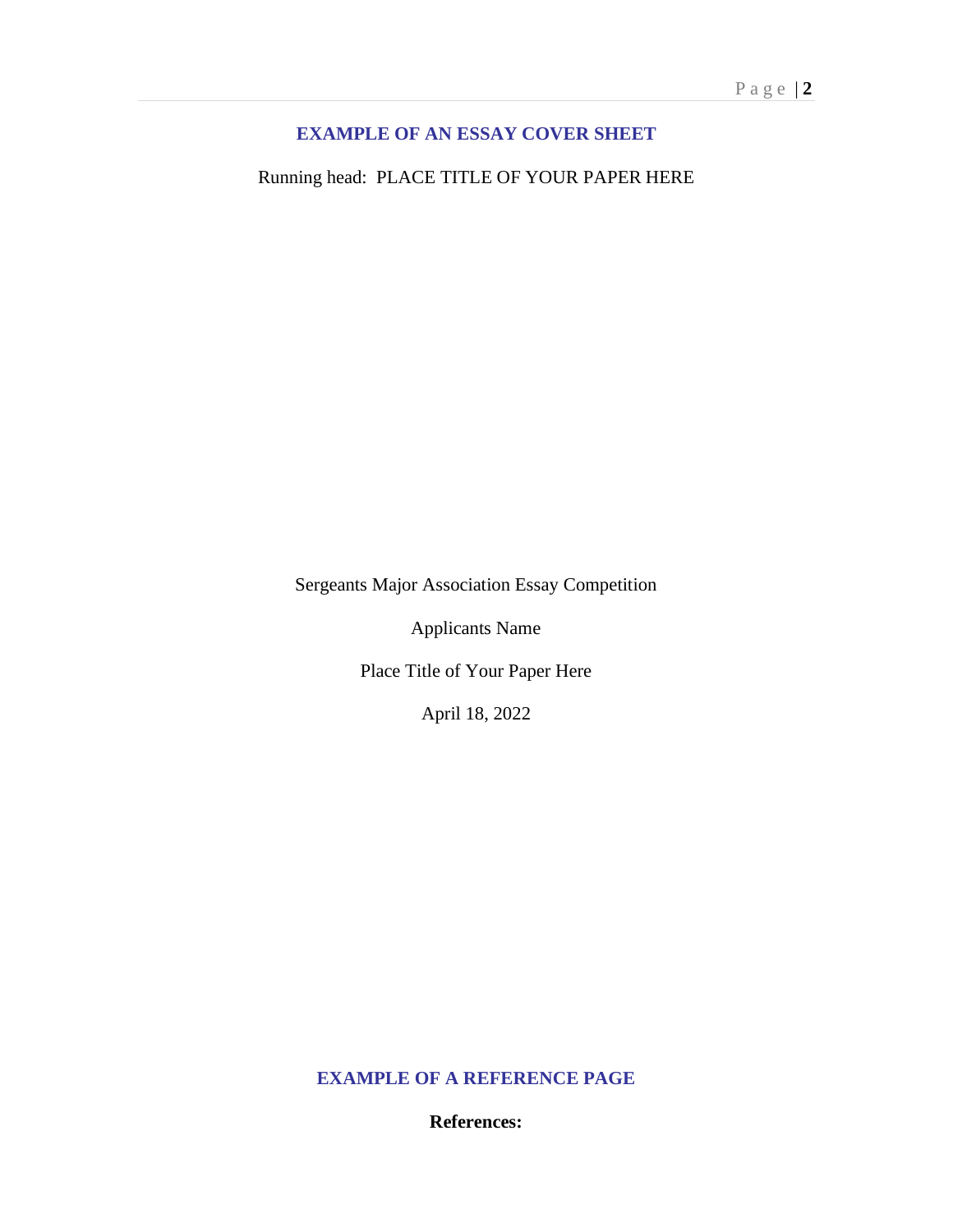## EXAMPLE OF AN ESSAY COVER SHEET

Running head: PLACE TITLE OF YOUR PAPER HERE

Sergeants Major Association Essay Competition

Applicants Name

Place Title of Your Paper Here

April 18, 2022

## EXAMPLE OF A REFERENCE PAGE

**References:**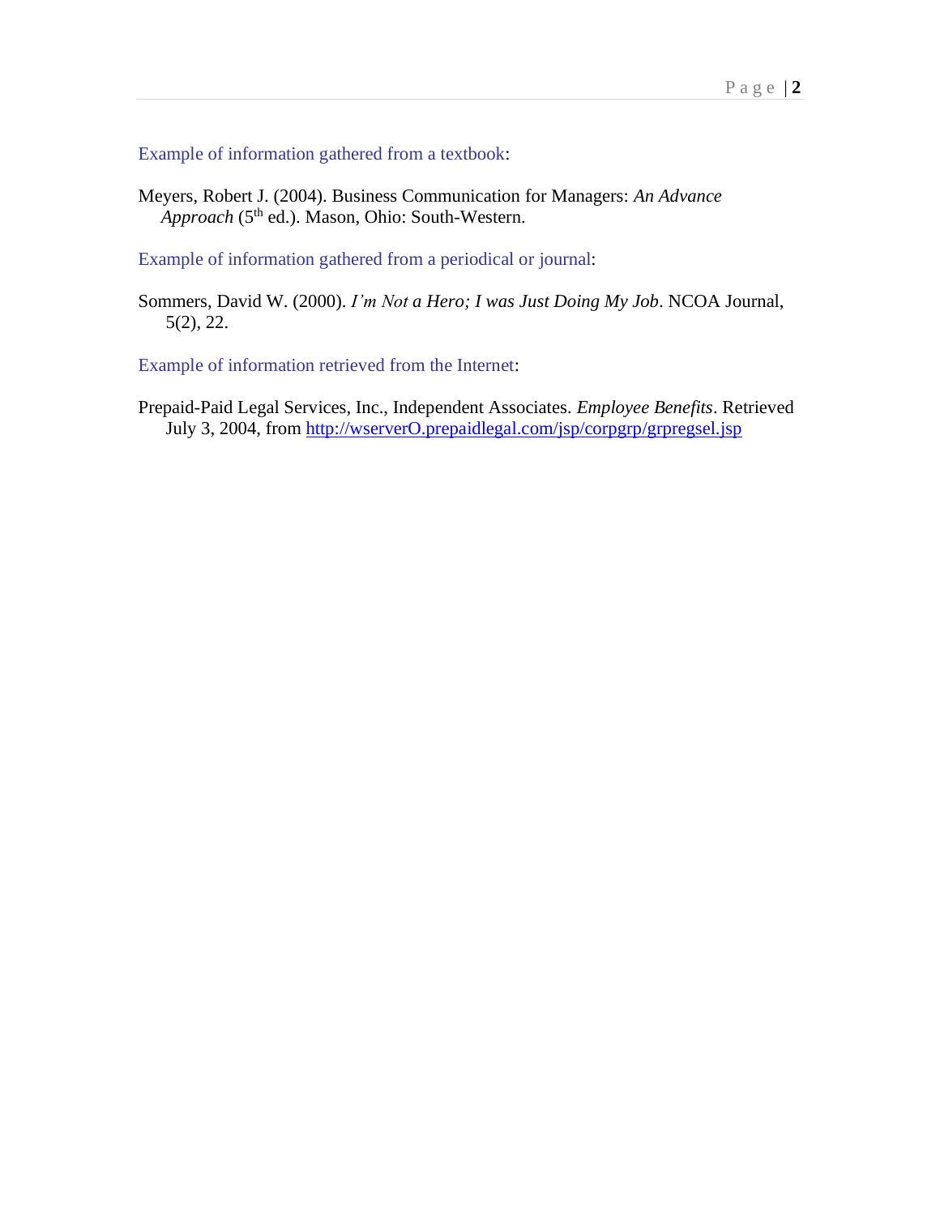Example of information gathered from a textbook:

Meyers, Robert J. (2004). Business Communication for Managers: *An Advance Approach* (5th ed.). Mason, Ohio: South-Western.

Example of information gathered from a periodical or journal:

Sommers, David W. (2000). *I'm Not a Hero; I was Just Doing My Job*. NCOA Journal, 5(2), 22.

Example of information retrieved from the Internet:

Prepaid-Paid Legal Services, Inc., Independent Associates. *Employee Benefits*. Retrieved July 3, 2004, from [http://wserverO.prepaidlegal.com/jsp/corpgrp/grpregsel.jsp](http://wserverO.prepaidlegal.com/jsp/corpgrp/grpregsel.jsp)